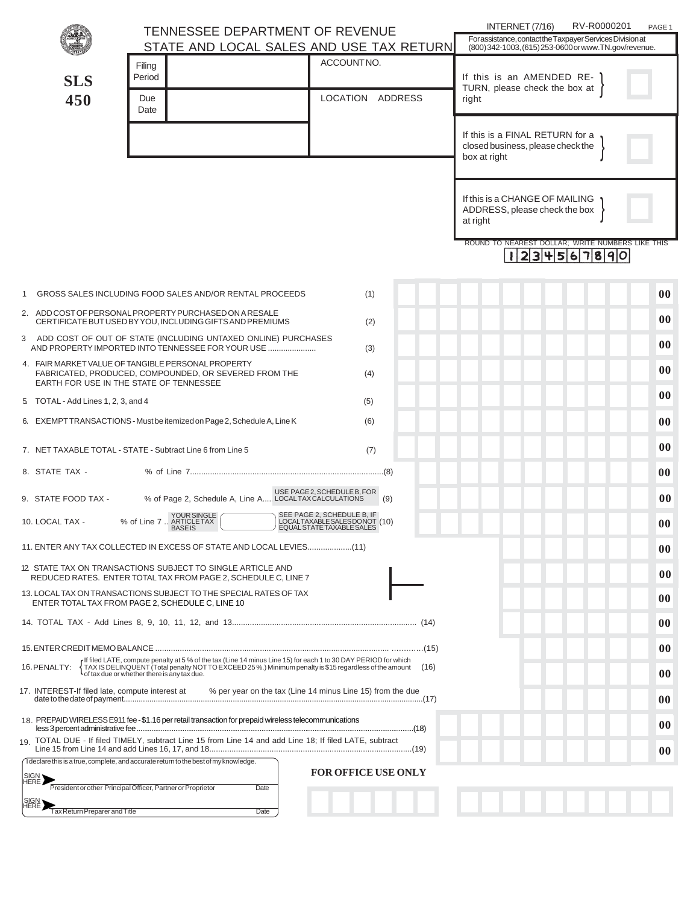INTERNET (7/16) RV-R0000201

# TENNESSEE DEPARTMENT OF REVENUE
## STATE AND LOCAL SALES AND USE TAX RETURN

**SLS 450**

For assistance, contact the Taxpayer Services Division at (800) 342-1003, (615) 253-0600 or www.TN.gov/revenue.

| Filing Period | | ACCOUNT NO. |
|---|---|---|
| Due Date | | LOCATION ADDRESS |

If this is an AMENDED RETURN, please check the box at right ☐

If this is a FINAL RETURN for a closed business, please check the box at right ☐

If this is a CHANGE OF MAILING ADDRESS, please check the box at right ☐

ROUND TO NEAREST DOLLAR; WRITE NUMBERS LIKE THIS 1234567890

| Line | Description | | Amount |
|---|---|---|---|
| 1 | GROSS SALES INCLUDING FOOD SALES AND/OR RENTAL PROCEEDS | (1) | .00 |
| 2. | ADD COST OF PERSONAL PROPERTY PURCHASED ON A RESALE CERTIFICATE BUT USED BY YOU, INCLUDING GIFTS AND PREMIUMS | (2) | .00 |
| 3 | ADD COST OF OUT OF STATE (INCLUDING UNTAXED ONLINE) PURCHASES AND PROPERTY IMPORTED INTO TENNESSEE FOR YOUR USE | (3) | .00 |
| 4. | FAIR MARKET VALUE OF TANGIBLE PERSONAL PROPERTY FABRICATED, PRODUCED, COMPOUNDED, OR SEVERED FROM THE EARTH FOR USE IN THE STATE OF TENNESSEE | (4) | .00 |
| 5. | TOTAL - Add Lines 1, 2, 3, and 4 | (5) | .00 |
| 6. | EXEMPT TRANSACTIONS - Must be itemized on Page 2, Schedule A, Line K | (6) | .00 |
| 7. | NET TAXABLE TOTAL - STATE - Subtract Line 6 from Line 5 | (7) | .00 |
| 8. | STATE TAX - ____ % of Line 7 | (8) | .00 |
| 9. | STATE FOOD TAX - ____ % of Page 2, Schedule A, Line A (USE PAGE 2, SCHEDULE B, FOR LOCAL TAX CALCULATIONS) | (9) | .00 |
| 10. | LOCAL TAX - ____ % of Line 7 .. YOUR SINGLE ARTICLE TAX BASE IS ____ (SEE PAGE 2, SCHEDULE B, IF LOCAL TAXABLE SALES DO NOT EQUAL STATE TAXABLE SALES) | (10) | .00 |
| 11. | ENTER ANY TAX COLLECTED IN EXCESS OF STATE AND LOCAL LEVIES | (11) | .00 |
| 12. | STATE TAX ON TRANSACTIONS SUBJECT TO SINGLE ARTICLE AND REDUCED RATES. ENTER TOTAL TAX FROM PAGE 2, SCHEDULE C, LINE 7 | | .00 |
| 13. | LOCAL TAX ON TRANSACTIONS SUBJECT TO THE SPECIAL RATES OF TAX ENTER TOTAL TAX FROM PAGE 2, SCHEDULE C, LINE 10 | | .00 |
| 14. | TOTAL TAX - Add Lines 8, 9, 10, 11, 12, and 13 | (14) | .00 |
| 15. | ENTER CREDIT MEMO BALANCE | (15) | .00 |
| 16. | PENALTY: If filed LATE, compute penalty at 5 % of the tax (Line 14 minus Line 15) for each 1 to 30 DAY PERIOD for which TAX IS DELINQUENT (Total penalty NOT TO EXCEED 25 %.) Minimum penalty is $15 regardless of the amount of tax due or whether there is any tax due. | (16) | .00 |
| 17. | INTEREST-If filed late, compute interest at ____ % per year on the tax (Line 14 minus Line 15) from the due date to the date of payment | (17) | .00 |
| 18. | PREPAID WIRELESS E911 fee - $1.16 per retail transaction for prepaid wireless telecommunications less 3 percent administrative fee | (18) | .00 |
| 19. | TOTAL DUE - If filed TIMELY, subtract Line 15 from Line 14 and add Line 18; If filed LATE, subtract Line 15 from Line 14 and add Lines 16, 17, and 18 | (19) | .00 |

I declare this is a true, complete, and accurate return to the best of my knowledge.

SIGN HERE ____________________ President or other Principal Officer, Partner or Proprietor    Date

SIGN HERE ____________________ Tax Return Preparer and Title    Date

**FOR OFFICE USE ONLY**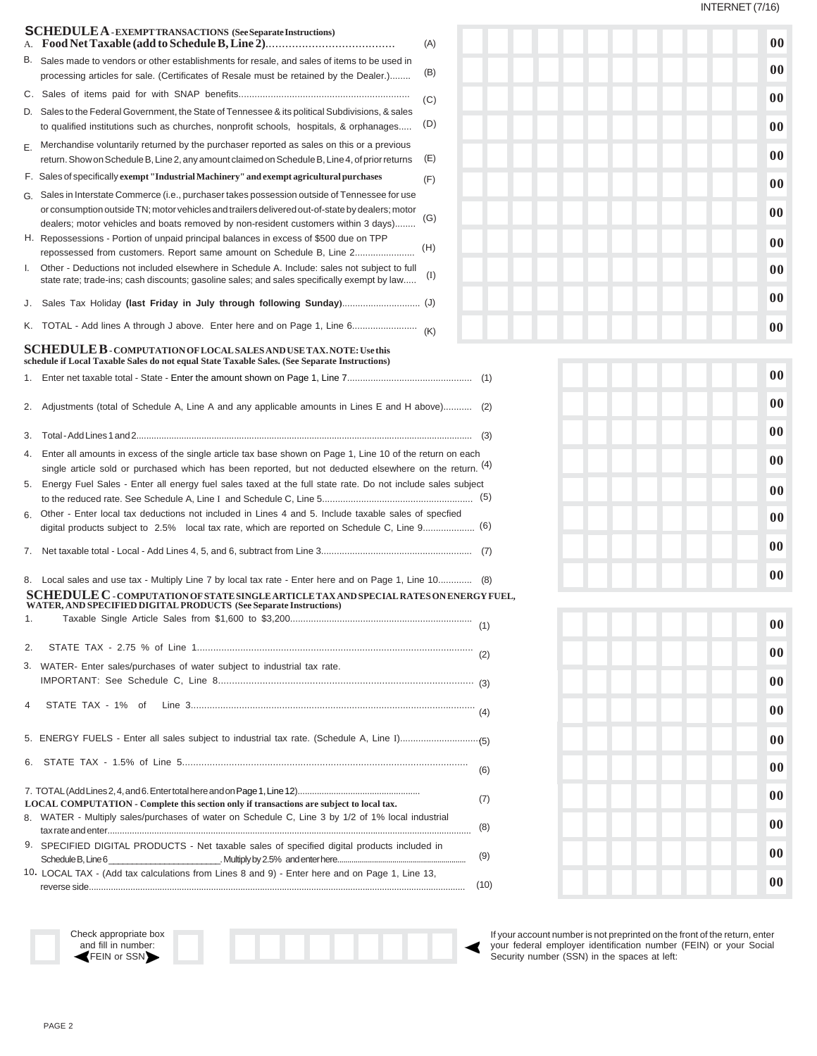## SCHEDULE A - EXEMPT TRANSACTIONS (See Separate Instructions)

| | | | |
|---|---|---|---|
| A. | **Food Net Taxable (add to Schedule B, Line 2)**.................................... | (A) | 00 |
| B. | Sales made to vendors or other establishments for resale, and sales of items to be used in processing articles for sale. (Certificates of Resale must be retained by the Dealer.)........ | (B) | 00 |
| C. | Sales of items paid for with SNAP benefits................................................................ | (C) | 00 |
| D. | Sales to the Federal Government, the State of Tennessee & its political Subdivisions, & sales to qualified institutions such as churches, nonprofit schools, hospitals, & orphanages..... | (D) | 00 |
| E. | Merchandise voluntarily returned by the purchaser reported as sales on this or a previous return. Show on Schedule B, Line 2, any amount claimed on Schedule B, Line 4, of prior returns | (E) | 00 |
| F. | Sales of specifically **exempt "Industrial Machinery" and exempt agricultural purchases** | (F) | 00 |
| G. | Sales in Interstate Commerce (i.e., purchaser takes possession outside of Tennessee for use or consumption outside TN; motor vehicles and trailers delivered out-of-state by dealers; motor dealers; motor vehicles and boats removed by non-resident customers within 3 days)........ | (G) | 00 |
| H. | Repossessions - Portion of unpaid principal balances in excess of $500 due on TPP repossessed from customers. Report same amount on Schedule B, Line 2....................... | (H) | 00 |
| I. | Other - Deductions not included elsewhere in Schedule A. Include: sales not subject to full state rate; trade-ins; cash discounts; gasoline sales; and sales specifically exempt by law..... | (I) | 00 |
| J. | Sales Tax Holiday **(last Friday in July through following Sunday)**............................. | (J) | 00 |
| K. | TOTAL - Add lines A through J above. Enter here and on Page 1, Line 6........................ | (K) | 00 |

## SCHEDULE B - COMPUTATION OF LOCAL SALES AND USE TAX. NOTE: Use this schedule if Local Taxable Sales do not equal State Taxable Sales. (See Separate Instructions)

| | | | |
|---|---|---|---|
| 1. | Enter net taxable total - State - Enter the amount shown on Page 1, Line 7............................................... | (1) | 00 |
| 2. | Adjustments (total of Schedule A, Line A and any applicable amounts in Lines E and H above)........... | (2) | 00 |
| 3. | Total - Add Lines 1 and 2...................................................................................................................... | (3) | 00 |
| 4. | Enter all amounts in excess of the single article tax base shown on Page 1, Line 10 of the return on each single article sold or purchased which has been reported, but not deducted elsewhere on the return. | (4) | 00 |
| 5. | Energy Fuel Sales - Enter all energy fuel sales taxed at the full state rate. Do not include sales subject to the reduced rate. See Schedule A, Line I and Schedule C, Line 5.......................................................... | (5) | 00 |
| 6. | Other - Enter local tax deductions not included in Lines 4 and 5. Include taxable sales of specfied digital products subject to 2.5% local tax rate, which are reported on Schedule C, Line 9................... | (6) | 00 |
| 7. | Net taxable total - Local - Add Lines 4, 5, and 6, subtract from Line 3......................................................... | (7) | 00 |
| 8. | Local sales and use tax - Multiply Line 7 by local tax rate - Enter here and on Page 1, Line 10............ | (8) | 00 |

## SCHEDULE C - COMPUTATION OF STATE SINGLE ARTICLE TAX AND SPECIAL RATES ON ENERGY FUEL, WATER, AND SPECIFIED DIGITAL PRODUCTS (See Separate Instructions)

| | | | |
|---|---|---|---|
| 1. | Taxable Single Article Sales from $1,600 to $3,200..................................................................... | (1) | 00 |
| 2. | STATE TAX - 2.75 % of Line 1..................................................................................................... | (2) | 00 |
| 3. | WATER- Enter sales/purchases of water subject to industrial tax rate. IMPORTANT: See Schedule C, Line 8............................................................................................ | (3) | 00 |
| 4 | STATE TAX - 1% of Line 3.......................................................................................................... | (4) | 00 |
| 5. | ENERGY FUELS - Enter all sales subject to industrial tax rate. (Schedule A, Line I).............................. | (5) | 00 |
| 6. | STATE TAX - 1.5% of Line 5......................................................................................................... | (6) | 00 |
| 7. | TOTAL (Add Lines 2, 4, and 6. Enter total here and on Page 1, Line 12)................................................... | (7) | 00 |
| | **LOCAL COMPUTATION - Complete this section only if transactions are subject to local tax.** | | |
| 8. | WATER - Multiply sales/purchases of water on Schedule C, Line 3 by 1/2 of 1% local industrial tax rate and enter.................................................................................................................................... | (8) | 00 |
| 9. | SPECIFIED DIGITAL PRODUCTS - Net taxable sales of specified digital products included in Schedule B, Line 6 ______________________. Multiply by 2.5% and enter here........................................................... | (9) | 00 |
| 10. | LOCAL TAX - (Add tax calculations from Lines 8 and 9) - Enter here and on Page 1, Line 13, reverse side............................................................................................................................................. | (10) | 00 |

Check appropriate box and fill in number: FEIN or SSN

If your account number is not preprinted on the front of the return, enter your federal employer identification number (FEIN) or your Social Security number (SSN) in the spaces at left: